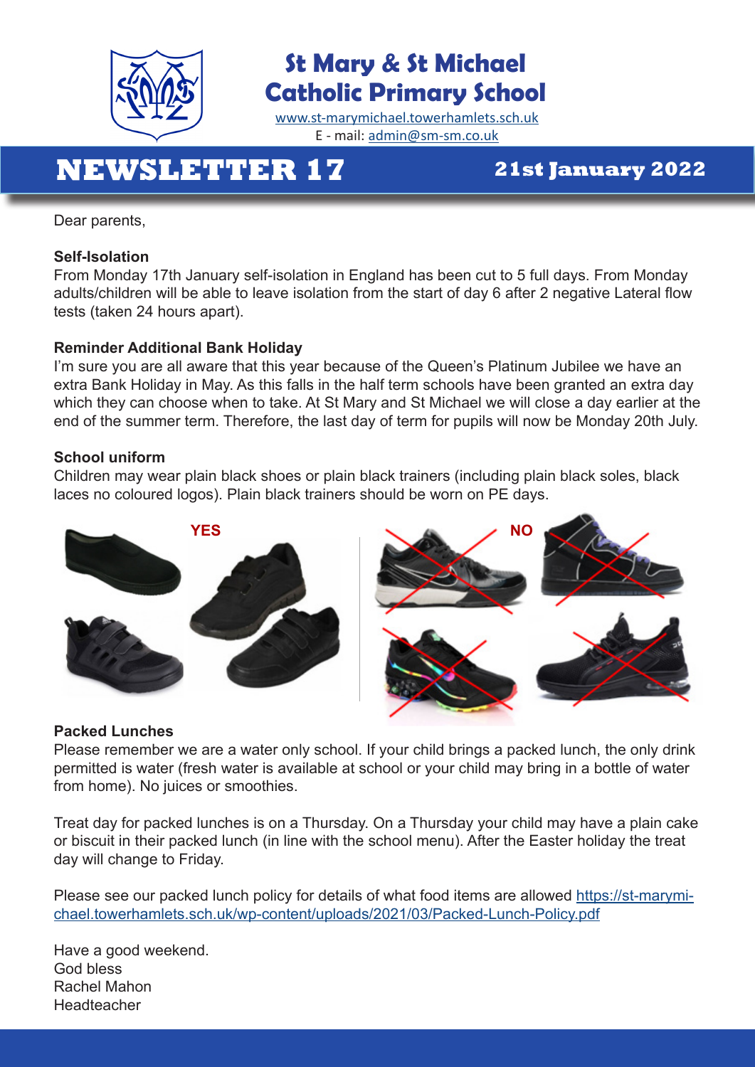# St Mary & St Michael Catholic Primary School

www.st-marymichael.towerhamlets.sch.uk

E - mail: admin@sm-sm.co.uk

## NEWSLETTER 17

**21st January 2022**

Dear parents,

**Self-Isolation**

From Monday 17th January self-isolation in England has been cut to 5 full days. From Monday adults/children will be able to leave isolation from the start of day 6 after 2 negative Lateral flow tests (taken 24 hours apart).

**Reminder Additional Bank Holiday**

I'm sure you are all aware that this year because of the Queen's Platinum Jubilee we have an extra Bank Holiday in May. As this falls in the half term schools have been granted an extra day which they can choose when to take. At St Mary and St Michael we will close a day earlier at the end of the summer term. Therefore, the last day of term for pupils will now be Monday 20th July.

**School uniform**

Children may wear plain black shoes or plain black trainers (including plain black soles, black laces no coloured logos). Plain black trainers should be worn on PE days.

YES

NO

**Packed Lunches**

Please remember we are a water only school. If your child brings a packed lunch, the only drink permitted is water (fresh water is available at school or your child may bring in a bottle of water from home). No juices or smoothies.

Treat day for packed lunches is on a Thursday. On a Thursday your child may have a plain cake or biscuit in their packed lunch (in line with the school menu). After the Easter holiday the treat day will change to Friday.

Please see our packed lunch policy for details of what food items are allowed https://st-marymichael.towerhamlets.sch.uk/wp-content/uploads/2021/03/Packed-Lunch-Policy.pdf

Have a good weekend.
God bless
Rachel Mahon
Headteacher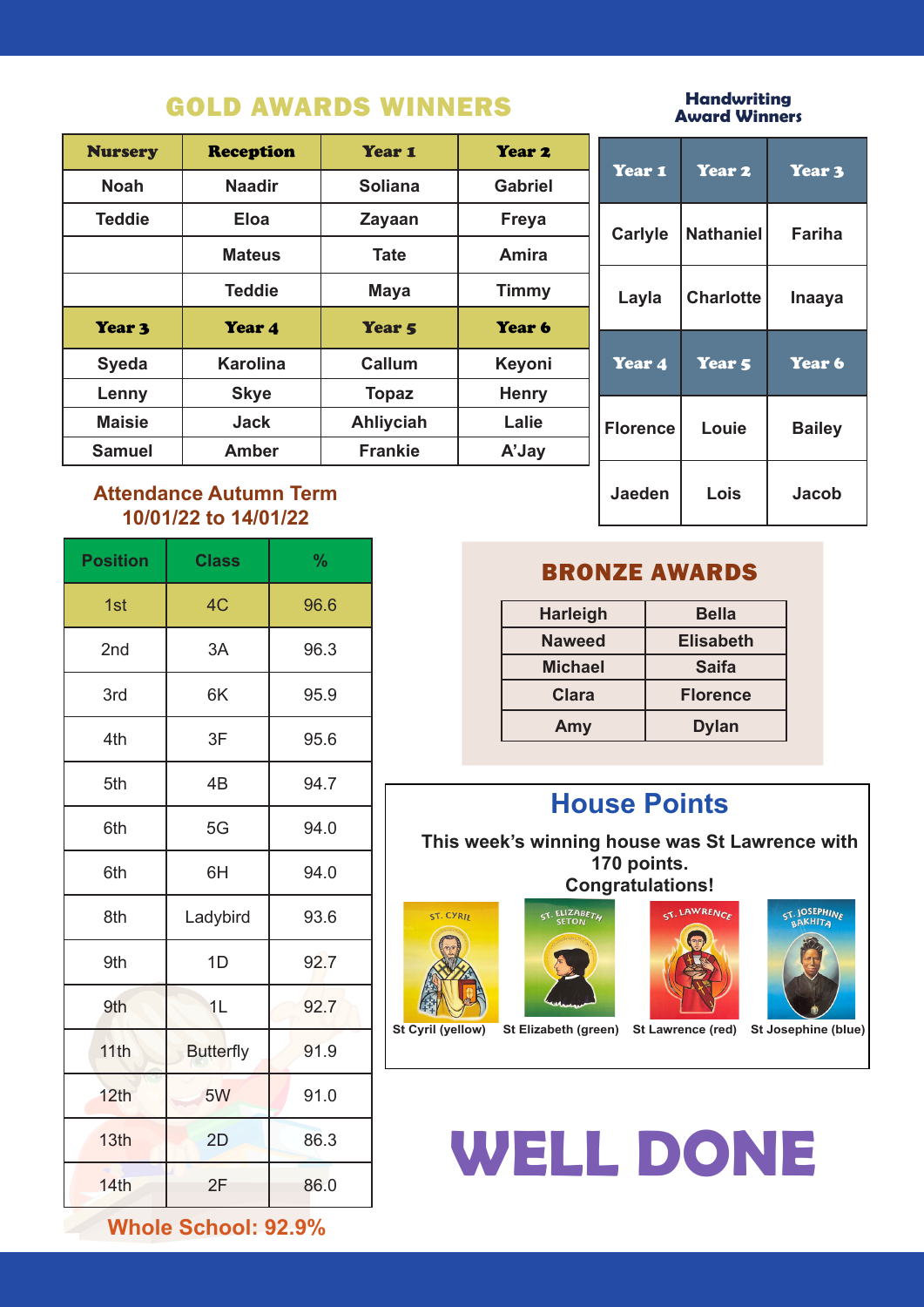## GOLD AWARDS WINNERS

| Nursery | Reception | Year 1 | Year 2 |
|---|---|---|---|
| Noah | Naadir | Soliana | Gabriel |
| Teddie | Eloa | Zayaan | Freya |
| | Mateus | Tate | Amira |
| | Teddie | Maya | Timmy |
| **Year 3** | **Year 4** | **Year 5** | **Year 6** |
| Syeda | Karolina | Callum | Keyoni |
| Lenny | Skye | Topaz | Henry |
| Maisie | Jack | Ahliyciah | Lalie |
| Samuel | Amber | Frankie | A'Jay |

## Handwriting Award Winners

| Year 1 | Year 2 | Year 3 |
|---|---|---|
| Carlyle | Nathaniel | Fariha |
| Layla | Charlotte | Inaaya |
| **Year 4** | **Year 5** | **Year 6** |
| Florence | Louie | Bailey |
| Jaeden | Lois | Jacob |

## Attendance Autumn Term 10/01/22 to 14/01/22

| Position | Class | % |
|---|---|---|
| 1st | 4C | 96.6 |
| 2nd | 3A | 96.3 |
| 3rd | 6K | 95.9 |
| 4th | 3F | 95.6 |
| 5th | 4B | 94.7 |
| 6th | 5G | 94.0 |
| 6th | 6H | 94.0 |
| 8th | Ladybird | 93.6 |
| 9th | 1D | 92.7 |
| 9th | 1L | 92.7 |
| 11th | Butterfly | 91.9 |
| 12th | 5W | 91.0 |
| 13th | 2D | 86.3 |
| 14th | 2F | 86.0 |

**Whole School: 92.9%**

## BRONZE AWARDS

| | |
|---|---|
| Harleigh | Bella |
| Naweed | Elisabeth |
| Michael | Saifa |
| Clara | Florence |
| Amy | Dylan |

## House Points

**This week's winning house was St Lawrence with 170 points. Congratulations!**

St Cyril (yellow) St Elizabeth (green) St Lawrence (red) St Josephine (blue)

# WELL DONE